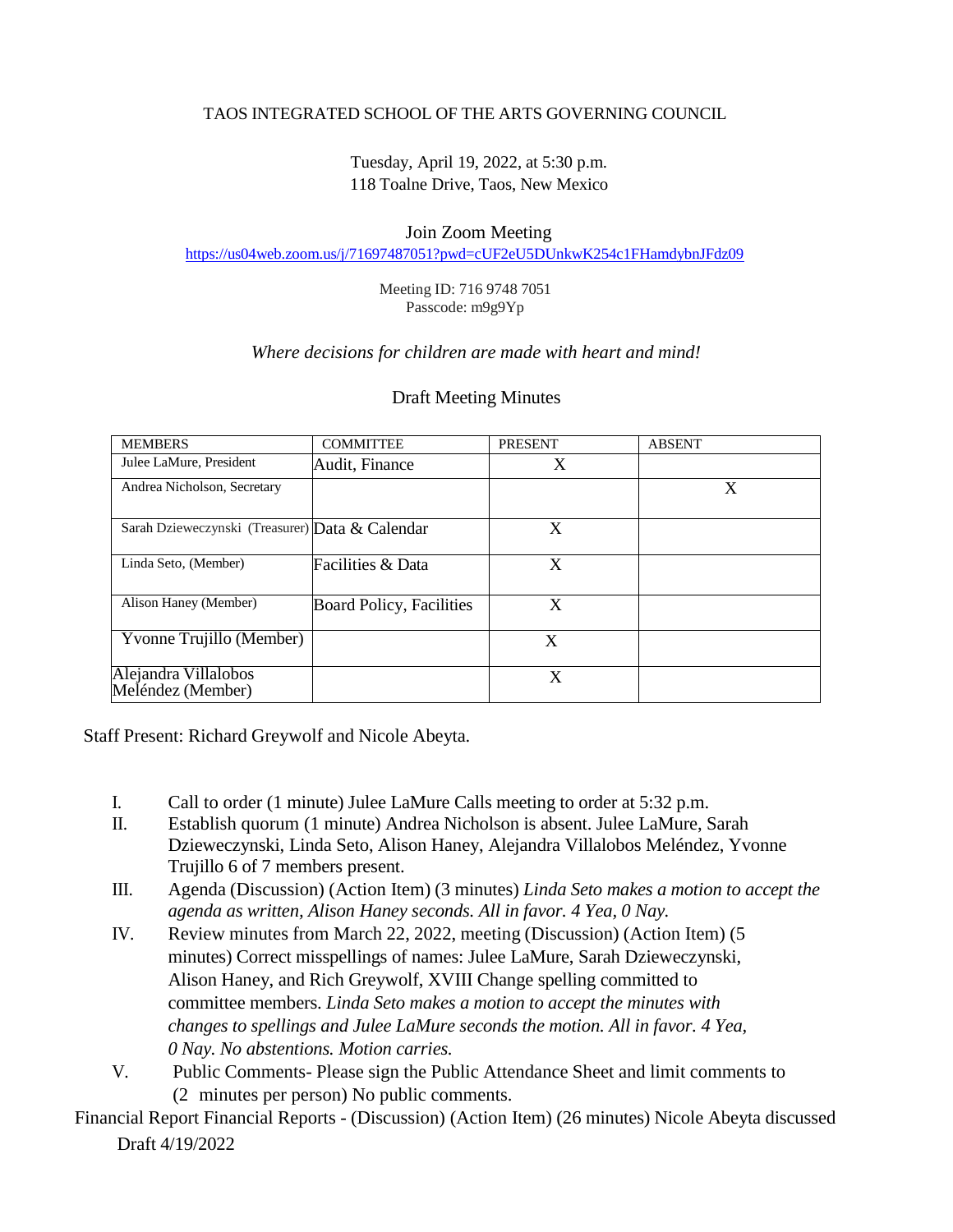TAOS INTEGRATED SCHOOL OF THE ARTS GOVERNING COUNCIL

Tuesday, April 19, 2022, at 5:30 p.m.
118 Toalne Drive, Taos, New Mexico

Join Zoom Meeting
https://us04web.zoom.us/j/71697487051?pwd=cUF2eU5DUnkwK254c1FHamdybnJFdz09

Meeting ID: 716 9748 7051
Passcode: m9g9Yp

*Where decisions for children are made with heart and mind!*

Draft Meeting Minutes

| MEMBERS | COMMITTEE | PRESENT | ABSENT |
|---|---|---|---|
| Julee LaMure, President | Audit, Finance | X | |
| Andrea Nicholson, Secretary | | | X |
| Sarah Dzieweczynski (Treasurer) | Data & Calendar | X | |
| Linda Seto, (Member) | Facilities & Data | X | |
| Alison Haney (Member) | Board Policy, Facilities | X | |
| Yvonne Trujillo (Member) | | X | |
| Alejandra Villalobos Meléndez (Member) | | X | |

Staff Present: Richard Greywolf and Nicole Abeyta.

I. Call to order (1 minute) Julee LaMure Calls meeting to order at 5:32 p.m.

II. Establish quorum (1 minute) Andrea Nicholson is absent. Julee LaMure, Sarah Dzieweczynski, Linda Seto, Alison Haney, Alejandra Villalobos Meléndez, Yvonne Trujillo 6 of 7 members present.

III. Agenda (Discussion) (Action Item) (3 minutes) *Linda Seto makes a motion to accept the agenda as written, Alison Haney seconds. All in favor. 4 Yea, 0 Nay.*

IV. Review minutes from March 22, 2022, meeting (Discussion) (Action Item) (5 minutes) Correct misspellings of names: Julee LaMure, Sarah Dzieweczynski, Alison Haney, and Rich Greywolf, XVIII Change spelling committed to committee members. *Linda Seto makes a motion to accept the minutes with changes to spellings and Julee LaMure seconds the motion. All in favor. 4 Yea, 0 Nay. No abstentions. Motion carries.*

V. Public Comments- Please sign the Public Attendance Sheet and limit comments to (2 minutes per person) No public comments.

Financial Report Financial Reports - (Discussion) (Action Item) (26 minutes) Nicole Abeyta discussed

Draft 4/19/2022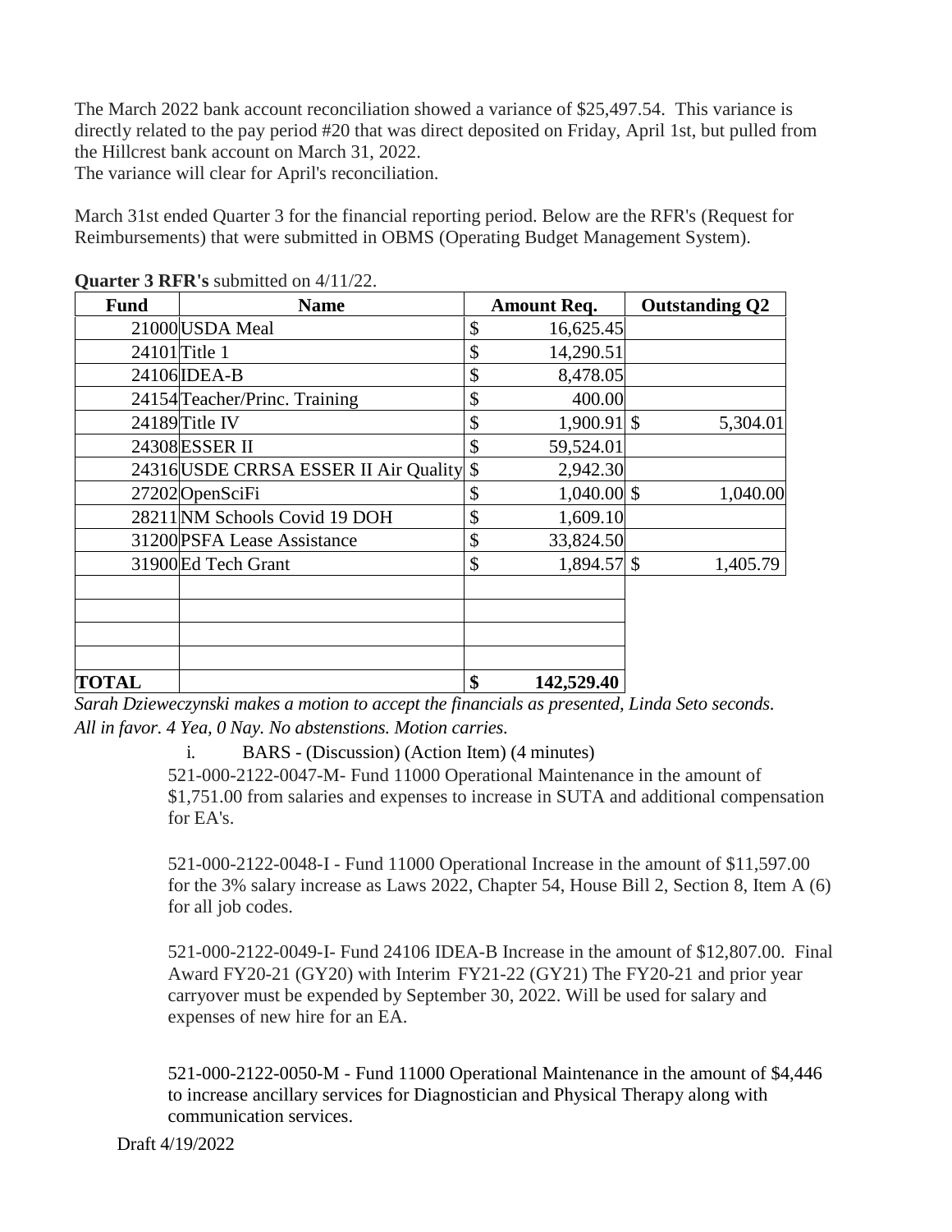The March 2022 bank account reconciliation showed a variance of $25,497.54. This variance is directly related to the pay period #20 that was direct deposited on Friday, April 1st, but pulled from the Hillcrest bank account on March 31, 2022.
The variance will clear for April's reconciliation.

March 31st ended Quarter 3 for the financial reporting period. Below are the RFR's (Request for Reimbursements) that were submitted in OBMS (Operating Budget Management System).

**Quarter 3 RFR's** submitted on 4/11/22.

| Fund | Name | Amount Req. | Outstanding Q2 |
|---|---|---|---|
| 21000 | USDA Meal | $ 16,625.45 | |
| 24101 | Title 1 | $ 14,290.51 | |
| 24106 | IDEA-B | $ 8,478.05 | |
| 24154 | Teacher/Princ. Training | $ 400.00 | |
| 24189 | Title IV | $ 1,900.91 | $ 5,304.01 |
| 24308 | ESSER II | $ 59,524.01 | |
| 24316 | USDE CRRSA ESSER II Air Quality | $ 2,942.30 | |
| 27202 | OpenSciFi | $ 1,040.00 | $ 1,040.00 |
| 28211 | NM Schools Covid 19 DOH | $ 1,609.10 | |
| 31200 | PSFA Lease Assistance | $ 33,824.50 | |
| 31900 | Ed Tech Grant | $ 1,894.57 | $ 1,405.79 |
| | | | |
| | | | |
| | | | |
| | | | |
| **TOTAL** | | **$ 142,529.40** | |

*Sarah Dzieweczynski makes a motion to accept the financials as presented, Linda Seto seconds. All in favor. 4 Yea, 0 Nay. No abstenstions. Motion carries.*

i. BARS - (Discussion) (Action Item) (4 minutes)

521-000-2122-0047-M- Fund 11000 Operational Maintenance in the amount of $1,751.00 from salaries and expenses to increase in SUTA and additional compensation for EA's.

521-000-2122-0048-I - Fund 11000 Operational Increase in the amount of $11,597.00 for the 3% salary increase as Laws 2022, Chapter 54, House Bill 2, Section 8, Item A (6) for all job codes.

521-000-2122-0049-I- Fund 24106 IDEA-B Increase in the amount of $12,807.00. Final Award FY20-21 (GY20) with Interim FY21-22 (GY21) The FY20-21 and prior year carryover must be expended by September 30, 2022. Will be used for salary and expenses of new hire for an EA.

521-000-2122-0050-M - Fund 11000 Operational Maintenance in the amount of $4,446 to increase ancillary services for Diagnostician and Physical Therapy along with communication services.

Draft 4/19/2022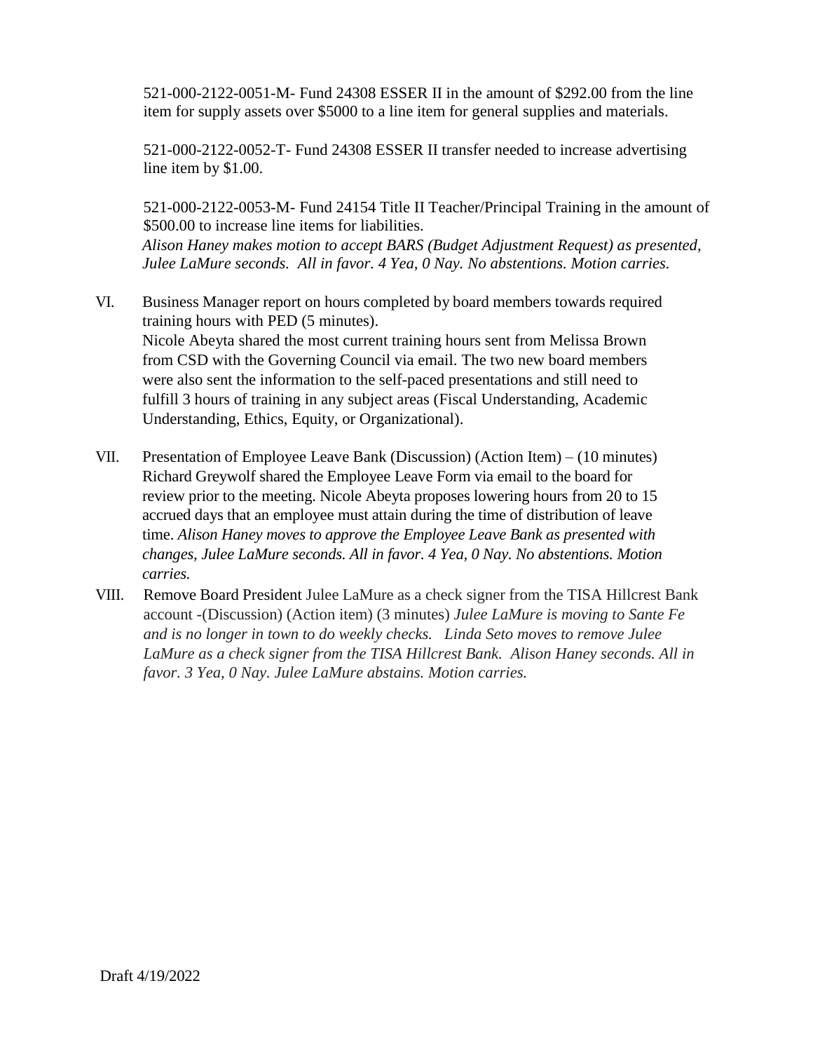521-000-2122-0051-M- Fund 24308 ESSER II in the amount of $292.00 from the line item for supply assets over $5000 to a line item for general supplies and materials.

521-000-2122-0052-T- Fund 24308 ESSER II transfer needed to increase advertising line item by $1.00.

521-000-2122-0053-M- Fund 24154 Title II Teacher/Principal Training in the amount of $500.00 to increase line items for liabilities.
*Alison Haney makes motion to accept BARS (Budget Adjustment Request) as presented, Julee LaMure seconds. All in favor. 4 Yea, 0 Nay. No abstentions. Motion carries.*

VI. Business Manager report on hours completed by board members towards required training hours with PED (5 minutes).
Nicole Abeyta shared the most current training hours sent from Melissa Brown from CSD with the Governing Council via email. The two new board members were also sent the information to the self-paced presentations and still need to fulfill 3 hours of training in any subject areas (Fiscal Understanding, Academic Understanding, Ethics, Equity, or Organizational).

VII. Presentation of Employee Leave Bank (Discussion) (Action Item) – (10 minutes)
Richard Greywolf shared the Employee Leave Form via email to the board for review prior to the meeting. Nicole Abeyta proposes lowering hours from 20 to 15 accrued days that an employee must attain during the time of distribution of leave time. *Alison Haney moves to approve the Employee Leave Bank as presented with changes, Julee LaMure seconds. All in favor. 4 Yea, 0 Nay. No abstentions. Motion carries.*

VIII. Remove Board President Julee LaMure as a check signer from the TISA Hillcrest Bank account -(Discussion) (Action item) (3 minutes) *Julee LaMure is moving to Sante Fe and is no longer in town to do weekly checks. Linda Seto moves to remove Julee LaMure as a check signer from the TISA Hillcrest Bank. Alison Haney seconds. All in favor. 3 Yea, 0 Nay. Julee LaMure abstains. Motion carries.*

Draft 4/19/2022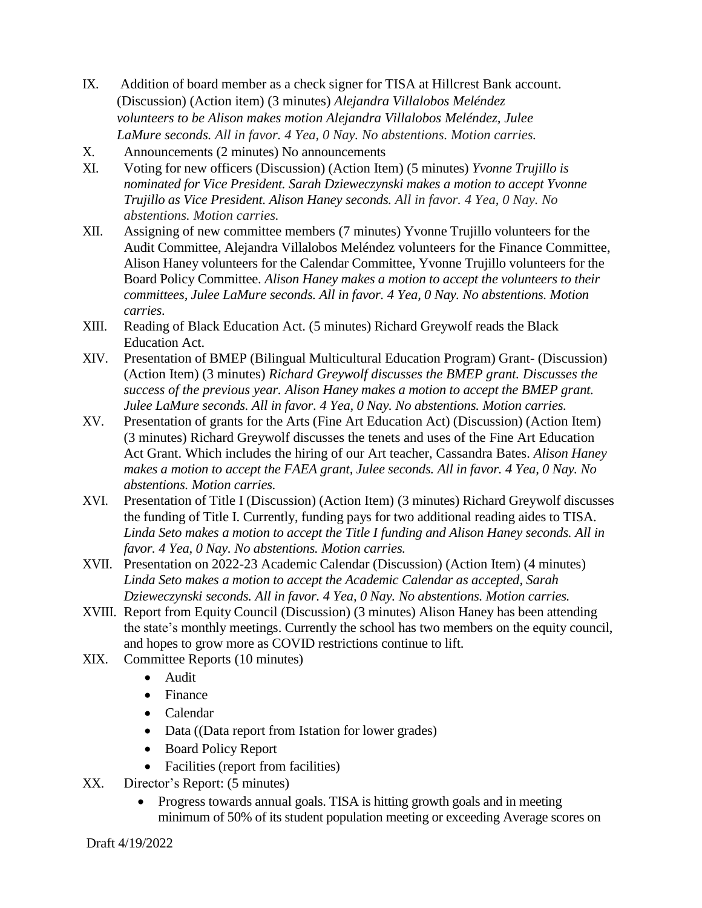IX. Addition of board member as a check signer for TISA at Hillcrest Bank account. (Discussion) (Action item) (3 minutes) *Alejandra Villalobos Meléndez volunteers to be Alison makes motion Alejandra Villalobos Meléndez, Julee LaMure seconds. All in favor. 4 Yea, 0 Nay. No abstentions. Motion carries.*

X. Announcements (2 minutes) No announcements

XI. Voting for new officers (Discussion) (Action Item) (5 minutes) *Yvonne Trujillo is nominated for Vice President. Sarah Dzieweczynski makes a motion to accept Yvonne Trujillo as Vice President. Alison Haney seconds. All in favor. 4 Yea, 0 Nay. No abstentions. Motion carries.*

XII. Assigning of new committee members (7 minutes) Yvonne Trujillo volunteers for the Audit Committee, Alejandra Villalobos Meléndez volunteers for the Finance Committee, Alison Haney volunteers for the Calendar Committee, Yvonne Trujillo volunteers for the Board Policy Committee. *Alison Haney makes a motion to accept the volunteers to their committees, Julee LaMure seconds. All in favor. 4 Yea, 0 Nay. No abstentions. Motion carries.*

XIII. Reading of Black Education Act. (5 minutes) Richard Greywolf reads the Black Education Act.

XIV. Presentation of BMEP (Bilingual Multicultural Education Program) Grant- (Discussion) (Action Item) (3 minutes) *Richard Greywolf discusses the BMEP grant. Discusses the success of the previous year. Alison Haney makes a motion to accept the BMEP grant. Julee LaMure seconds. All in favor. 4 Yea, 0 Nay. No abstentions. Motion carries.*

XV. Presentation of grants for the Arts (Fine Art Education Act) (Discussion) (Action Item) (3 minutes) Richard Greywolf discusses the tenets and uses of the Fine Art Education Act Grant. Which includes the hiring of our Art teacher, Cassandra Bates. *Alison Haney makes a motion to accept the FAEA grant, Julee seconds. All in favor. 4 Yea, 0 Nay. No abstentions. Motion carries.*

XVI. Presentation of Title I (Discussion) (Action Item) (3 minutes) Richard Greywolf discusses the funding of Title I. Currently, funding pays for two additional reading aides to TISA. *Linda Seto makes a motion to accept the Title I funding and Alison Haney seconds. All in favor. 4 Yea, 0 Nay. No abstentions. Motion carries.*

XVII. Presentation on 2022-23 Academic Calendar (Discussion) (Action Item) (4 minutes) *Linda Seto makes a motion to accept the Academic Calendar as accepted, Sarah Dzieweczynski seconds. All in favor. 4 Yea, 0 Nay. No abstentions. Motion carries.*

XVIII. Report from Equity Council (Discussion) (3 minutes) Alison Haney has been attending the state's monthly meetings. Currently the school has two members on the equity council, and hopes to grow more as COVID restrictions continue to lift.

XIX. Committee Reports (10 minutes)
- Audit
- Finance
- Calendar
- Data ((Data report from Istation for lower grades)
- Board Policy Report
- Facilities (report from facilities)

XX. Director's Report: (5 minutes)
- Progress towards annual goals. TISA is hitting growth goals and in meeting minimum of 50% of its student population meeting or exceeding Average scores on

Draft 4/19/2022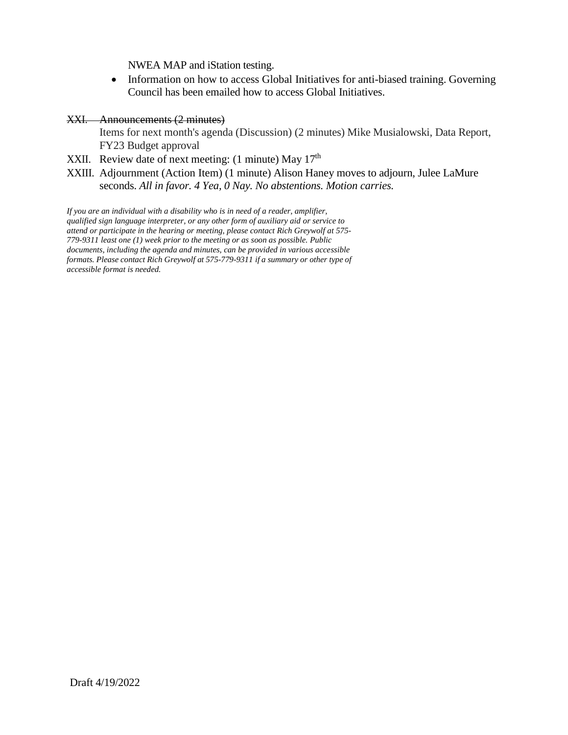NWEA MAP and iStation testing.

- Information on how to access Global Initiatives for anti-biased training. Governing Council has been emailed how to access Global Initiatives.

XXI. ~~Announcements (2 minutes)~~

Items for next month's agenda (Discussion) (2 minutes) Mike Musialowski, Data Report, FY23 Budget approval

XXII. Review date of next meeting: (1 minute) May 17th

XXIII. Adjournment (Action Item) (1 minute) Alison Haney moves to adjourn, Julee LaMure seconds. *All in favor. 4 Yea, 0 Nay. No abstentions. Motion carries.*

*If you are an individual with a disability who is in need of a reader, amplifier, qualified sign language interpreter, or any other form of auxiliary aid or service to attend or participate in the hearing or meeting, please contact Rich Greywolf at 575-779-9311 least one (1) week prior to the meeting or as soon as possible. Public documents, including the agenda and minutes, can be provided in various accessible formats. Please contact Rich Greywolf at 575-779-9311 if a summary or other type of accessible format is needed.*

Draft 4/19/2022